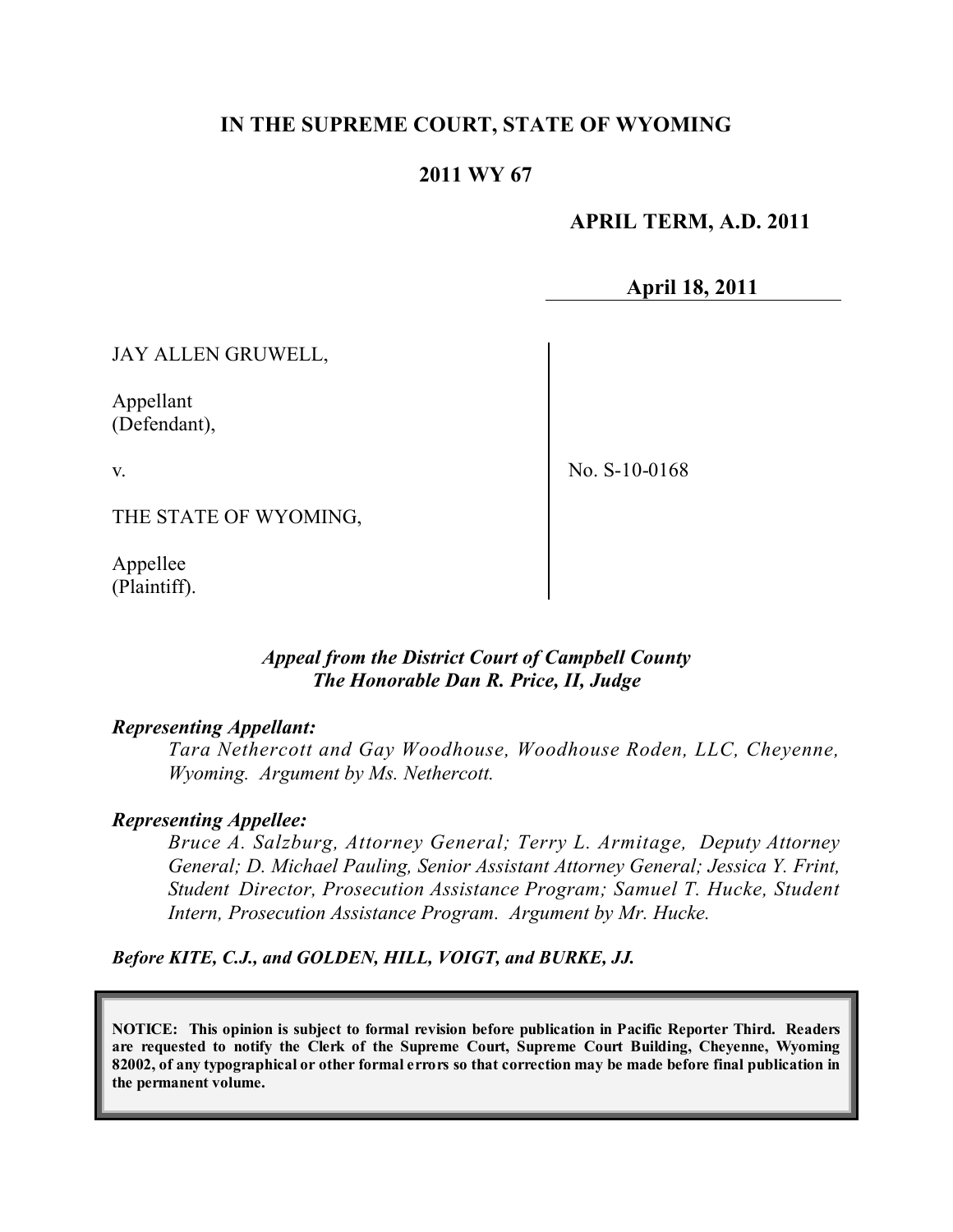# IN THE SUPREME COURT, STATE OF WYOMING

## 2011 WY 67

**APRIL TERM, A.D. 2011**

**April 18, 2011**

| | |
|---|---|
| JAY ALLEN GRUWELL,<br><br>Appellant<br>(Defendant),<br><br>v.<br><br>THE STATE OF WYOMING,<br><br>Appellee<br>(Plaintiff). | No. S-10-0168 |

***Appeal from the District Court of Campbell County***
***The Honorable Dan R. Price, II, Judge***

***Representing Appellant:***

*Tara Nethercott and Gay Woodhouse, Woodhouse Roden, LLC, Cheyenne, Wyoming. Argument by Ms. Nethercott.*

***Representing Appellee:***

*Bruce A. Salzburg, Attorney General; Terry L. Armitage, Deputy Attorney General; D. Michael Pauling, Senior Assistant Attorney General; Jessica Y. Frint, Student Director, Prosecution Assistance Program; Samuel T. Hucke, Student Intern, Prosecution Assistance Program. Argument by Mr. Hucke.*

***Before KITE, C.J., and GOLDEN, HILL, VOIGT, and BURKE, JJ.***

**NOTICE: This opinion is subject to formal revision before publication in Pacific Reporter Third. Readers are requested to notify the Clerk of the Supreme Court, Supreme Court Building, Cheyenne, Wyoming 82002, of any typographical or other formal errors so that correction may be made before final publication in the permanent volume.**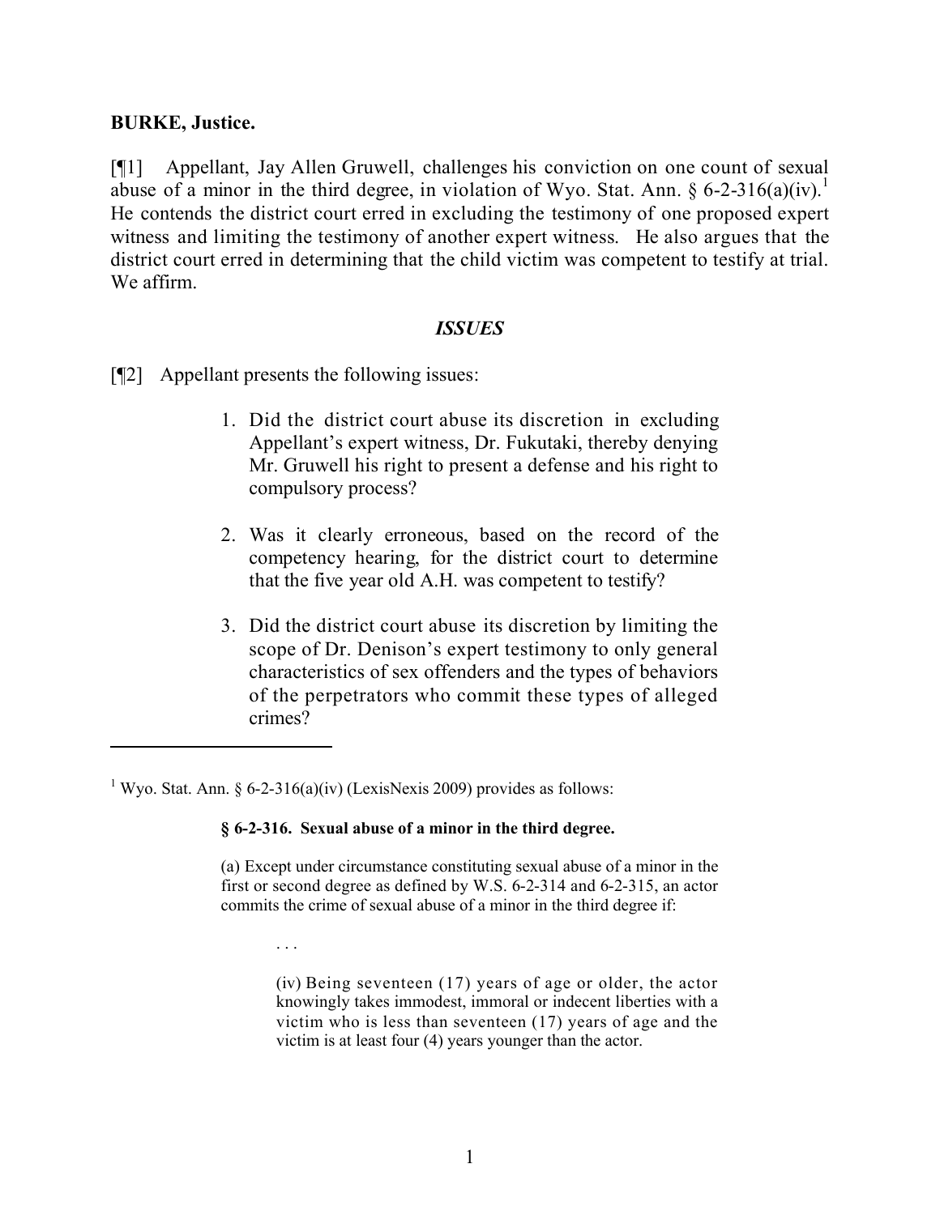**BURKE, Justice.**

[¶1] Appellant, Jay Allen Gruwell, challenges his conviction on one count of sexual abuse of a minor in the third degree, in violation of Wyo. Stat. Ann. § 6-2-316(a)(iv).[1] He contends the district court erred in excluding the testimony of one proposed expert witness and limiting the testimony of another expert witness. He also argues that the district court erred in determining that the child victim was competent to testify at trial. We affirm.

## *ISSUES*

[¶2] Appellant presents the following issues:

> 1. Did the district court abuse its discretion in excluding Appellant's expert witness, Dr. Fukutaki, thereby denying Mr. Gruwell his right to present a defense and his right to compulsory process?
>
> 2. Was it clearly erroneous, based on the record of the competency hearing, for the district court to determine that the five year old A.H. was competent to testify?
>
> 3. Did the district court abuse its discretion by limiting the scope of Dr. Denison's expert testimony to only general characteristics of sex offenders and the types of behaviors of the perpetrators who commit these types of alleged crimes?

---

[1] Wyo. Stat. Ann. § 6-2-316(a)(iv) (LexisNexis 2009) provides as follows:

> **§ 6-2-316. Sexual abuse of a minor in the third degree.**
>
> (a) Except under circumstance constituting sexual abuse of a minor in the first or second degree as defined by W.S. 6-2-314 and 6-2-315, an actor commits the crime of sexual abuse of a minor in the third degree if:
>
> . . .
>
> (iv) Being seventeen (17) years of age or older, the actor knowingly takes immodest, immoral or indecent liberties with a victim who is less than seventeen (17) years of age and the victim is at least four (4) years younger than the actor.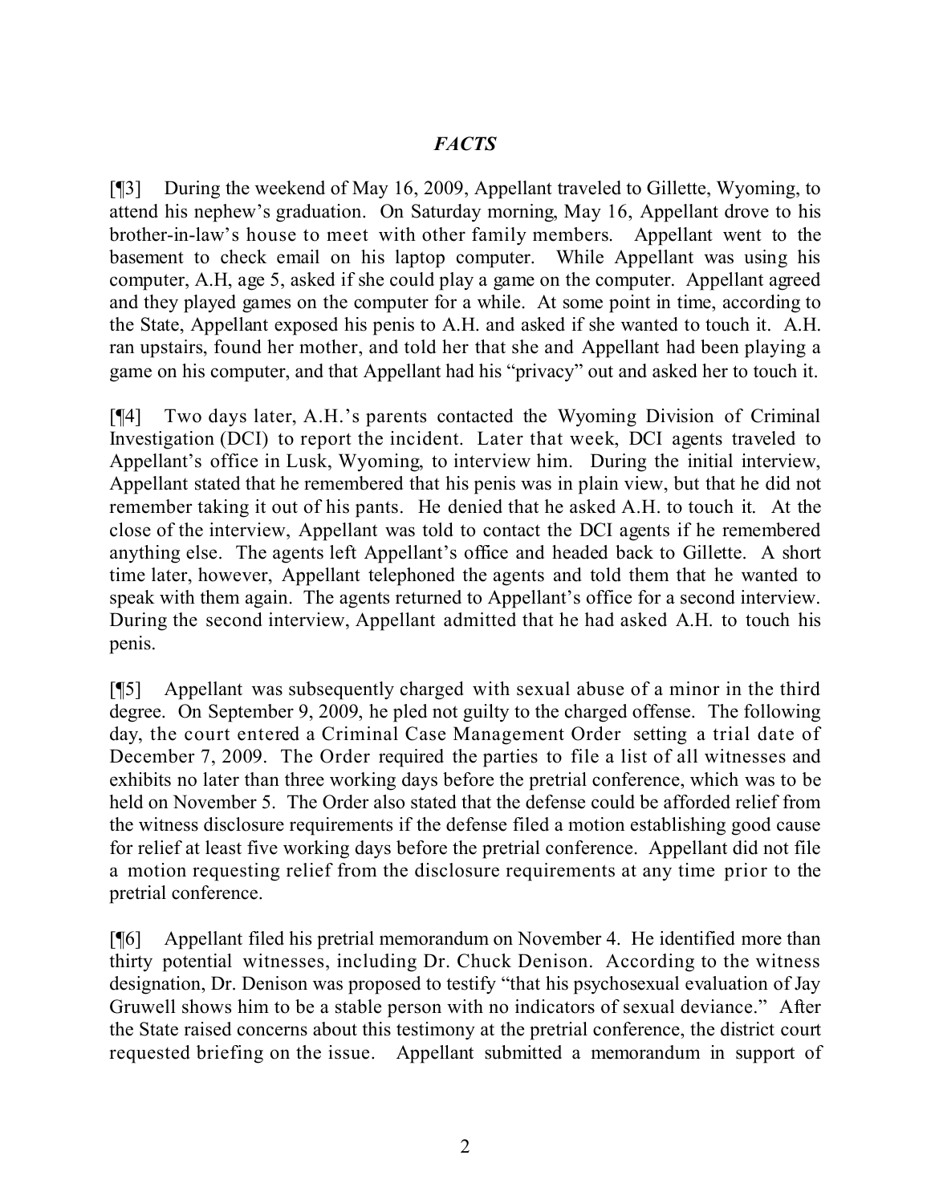## *FACTS*

[¶3] During the weekend of May 16, 2009, Appellant traveled to Gillette, Wyoming, to attend his nephew's graduation. On Saturday morning, May 16, Appellant drove to his brother-in-law's house to meet with other family members. Appellant went to the basement to check email on his laptop computer. While Appellant was using his computer, A.H, age 5, asked if she could play a game on the computer. Appellant agreed and they played games on the computer for a while. At some point in time, according to the State, Appellant exposed his penis to A.H. and asked if she wanted to touch it. A.H. ran upstairs, found her mother, and told her that she and Appellant had been playing a game on his computer, and that Appellant had his "privacy" out and asked her to touch it.

[¶4] Two days later, A.H.'s parents contacted the Wyoming Division of Criminal Investigation (DCI) to report the incident. Later that week, DCI agents traveled to Appellant's office in Lusk, Wyoming, to interview him. During the initial interview, Appellant stated that he remembered that his penis was in plain view, but that he did not remember taking it out of his pants. He denied that he asked A.H. to touch it. At the close of the interview, Appellant was told to contact the DCI agents if he remembered anything else. The agents left Appellant's office and headed back to Gillette. A short time later, however, Appellant telephoned the agents and told them that he wanted to speak with them again. The agents returned to Appellant's office for a second interview. During the second interview, Appellant admitted that he had asked A.H. to touch his penis.

[¶5] Appellant was subsequently charged with sexual abuse of a minor in the third degree. On September 9, 2009, he pled not guilty to the charged offense. The following day, the court entered a Criminal Case Management Order setting a trial date of December 7, 2009. The Order required the parties to file a list of all witnesses and exhibits no later than three working days before the pretrial conference, which was to be held on November 5. The Order also stated that the defense could be afforded relief from the witness disclosure requirements if the defense filed a motion establishing good cause for relief at least five working days before the pretrial conference. Appellant did not file a motion requesting relief from the disclosure requirements at any time prior to the pretrial conference.

[¶6] Appellant filed his pretrial memorandum on November 4. He identified more than thirty potential witnesses, including Dr. Chuck Denison. According to the witness designation, Dr. Denison was proposed to testify "that his psychosexual evaluation of Jay Gruwell shows him to be a stable person with no indicators of sexual deviance." After the State raised concerns about this testimony at the pretrial conference, the district court requested briefing on the issue. Appellant submitted a memorandum in support of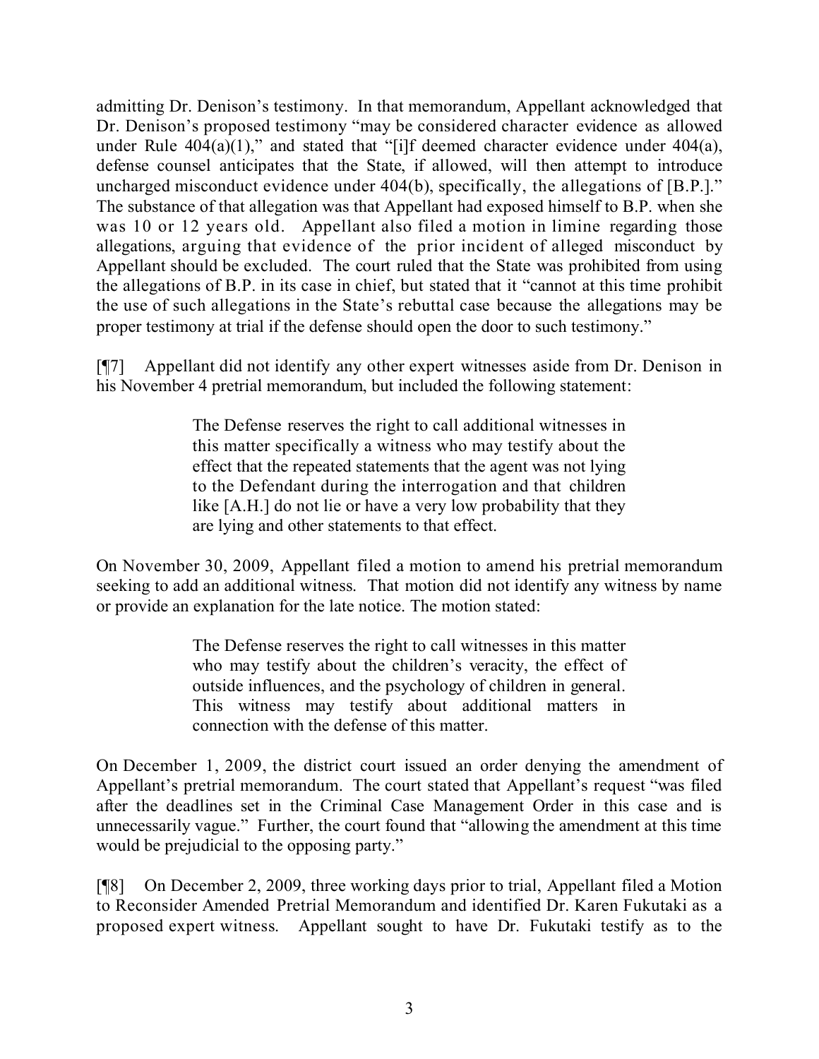admitting Dr. Denison's testimony. In that memorandum, Appellant acknowledged that Dr. Denison's proposed testimony "may be considered character evidence as allowed under Rule 404(a)(1)," and stated that "[i]f deemed character evidence under 404(a), defense counsel anticipates that the State, if allowed, will then attempt to introduce uncharged misconduct evidence under 404(b), specifically, the allegations of [B.P.]." The substance of that allegation was that Appellant had exposed himself to B.P. when she was 10 or 12 years old. Appellant also filed a motion in limine regarding those allegations, arguing that evidence of the prior incident of alleged misconduct by Appellant should be excluded. The court ruled that the State was prohibited from using the allegations of B.P. in its case in chief, but stated that it "cannot at this time prohibit the use of such allegations in the State's rebuttal case because the allegations may be proper testimony at trial if the defense should open the door to such testimony."

[¶7] Appellant did not identify any other expert witnesses aside from Dr. Denison in his November 4 pretrial memorandum, but included the following statement:

> The Defense reserves the right to call additional witnesses in this matter specifically a witness who may testify about the effect that the repeated statements that the agent was not lying to the Defendant during the interrogation and that children like [A.H.] do not lie or have a very low probability that they are lying and other statements to that effect.

On November 30, 2009, Appellant filed a motion to amend his pretrial memorandum seeking to add an additional witness. That motion did not identify any witness by name or provide an explanation for the late notice. The motion stated:

> The Defense reserves the right to call witnesses in this matter who may testify about the children's veracity, the effect of outside influences, and the psychology of children in general. This witness may testify about additional matters in connection with the defense of this matter.

On December 1, 2009, the district court issued an order denying the amendment of Appellant's pretrial memorandum. The court stated that Appellant's request "was filed after the deadlines set in the Criminal Case Management Order in this case and is unnecessarily vague." Further, the court found that "allowing the amendment at this time would be prejudicial to the opposing party."

[¶8] On December 2, 2009, three working days prior to trial, Appellant filed a Motion to Reconsider Amended Pretrial Memorandum and identified Dr. Karen Fukutaki as a proposed expert witness. Appellant sought to have Dr. Fukutaki testify as to the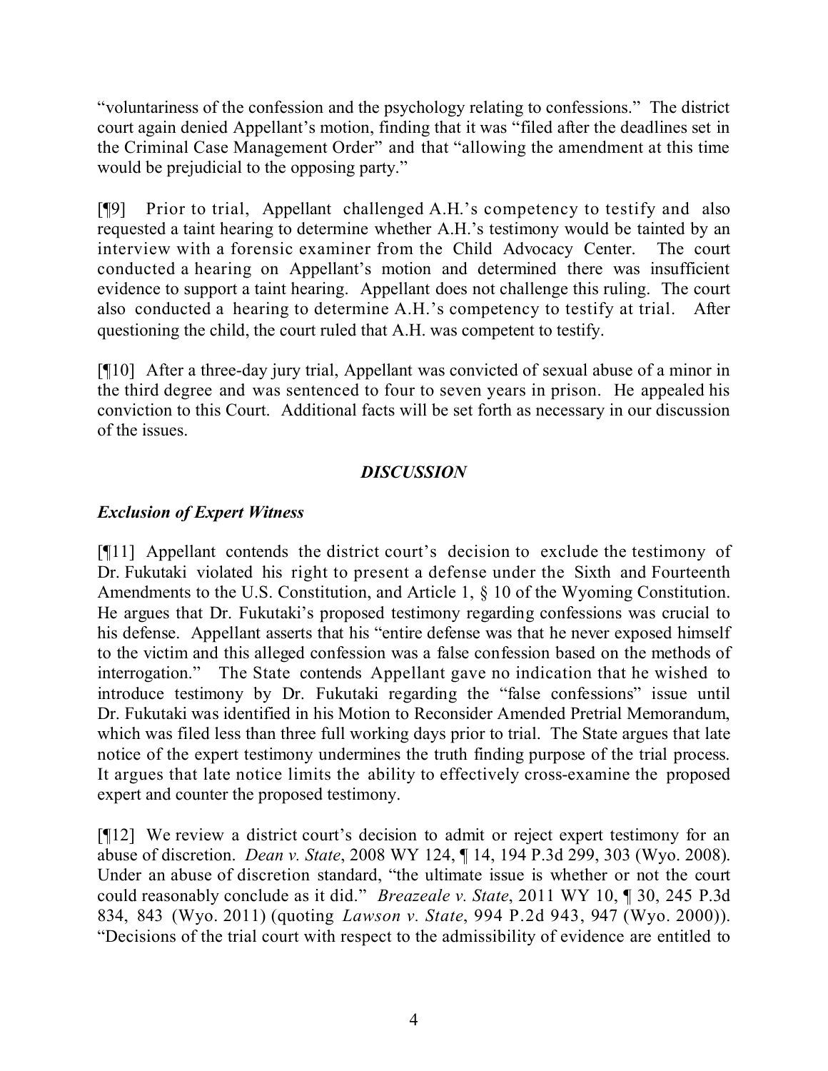"voluntariness of the confession and the psychology relating to confessions." The district court again denied Appellant's motion, finding that it was "filed after the deadlines set in the Criminal Case Management Order" and that "allowing the amendment at this time would be prejudicial to the opposing party."

[¶9] Prior to trial, Appellant challenged A.H.'s competency to testify and also requested a taint hearing to determine whether A.H.'s testimony would be tainted by an interview with a forensic examiner from the Child Advocacy Center. The court conducted a hearing on Appellant's motion and determined there was insufficient evidence to support a taint hearing. Appellant does not challenge this ruling. The court also conducted a hearing to determine A.H.'s competency to testify at trial. After questioning the child, the court ruled that A.H. was competent to testify.

[¶10] After a three-day jury trial, Appellant was convicted of sexual abuse of a minor in the third degree and was sentenced to four to seven years in prison. He appealed his conviction to this Court. Additional facts will be set forth as necessary in our discussion of the issues.

## *DISCUSSION*

### *Exclusion of Expert Witness*

[¶11] Appellant contends the district court's decision to exclude the testimony of Dr. Fukutaki violated his right to present a defense under the Sixth and Fourteenth Amendments to the U.S. Constitution, and Article 1, § 10 of the Wyoming Constitution. He argues that Dr. Fukutaki's proposed testimony regarding confessions was crucial to his defense. Appellant asserts that his "entire defense was that he never exposed himself to the victim and this alleged confession was a false confession based on the methods of interrogation." The State contends Appellant gave no indication that he wished to introduce testimony by Dr. Fukutaki regarding the "false confessions" issue until Dr. Fukutaki was identified in his Motion to Reconsider Amended Pretrial Memorandum, which was filed less than three full working days prior to trial. The State argues that late notice of the expert testimony undermines the truth finding purpose of the trial process. It argues that late notice limits the ability to effectively cross-examine the proposed expert and counter the proposed testimony.

[¶12] We review a district court's decision to admit or reject expert testimony for an abuse of discretion. *Dean v. State*, 2008 WY 124, ¶ 14, 194 P.3d 299, 303 (Wyo. 2008). Under an abuse of discretion standard, "the ultimate issue is whether or not the court could reasonably conclude as it did." *Breazeale v. State*, 2011 WY 10, ¶ 30, 245 P.3d 834, 843 (Wyo. 2011) (quoting *Lawson v. State*, 994 P.2d 943, 947 (Wyo. 2000)). "Decisions of the trial court with respect to the admissibility of evidence are entitled to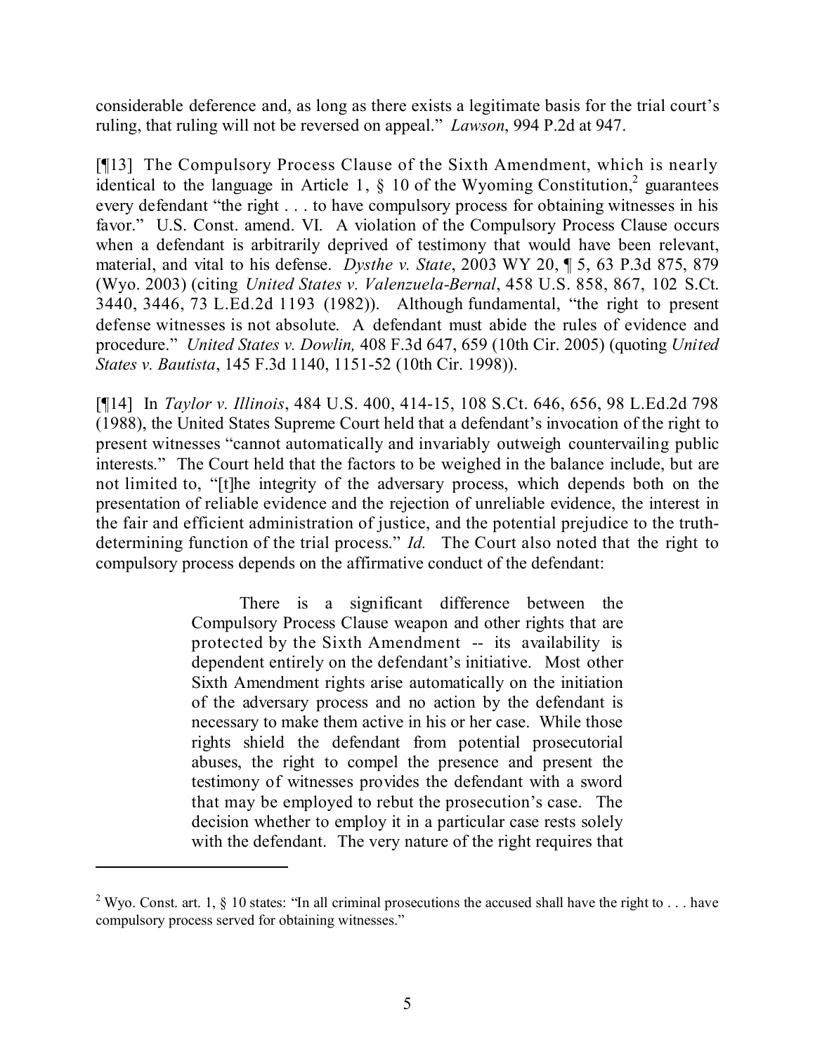considerable deference and, as long as there exists a legitimate basis for the trial court's ruling, that ruling will not be reversed on appeal." *Lawson*, 994 P.2d at 947.

[¶13] The Compulsory Process Clause of the Sixth Amendment, which is nearly identical to the language in Article 1, § 10 of the Wyoming Constitution,[2] guarantees every defendant "the right . . . to have compulsory process for obtaining witnesses in his favor." U.S. Const. amend. VI. A violation of the Compulsory Process Clause occurs when a defendant is arbitrarily deprived of testimony that would have been relevant, material, and vital to his defense. *Dysthe v. State*, 2003 WY 20, ¶ 5, 63 P.3d 875, 879 (Wyo. 2003) (citing *United States v. Valenzuela-Bernal*, 458 U.S. 858, 867, 102 S.Ct. 3440, 3446, 73 L.Ed.2d 1193 (1982)). Although fundamental, "the right to present defense witnesses is not absolute. A defendant must abide the rules of evidence and procedure." *United States v. Dowlin,* 408 F.3d 647, 659 (10th Cir. 2005) (quoting *United States v. Bautista*, 145 F.3d 1140, 1151-52 (10th Cir. 1998)).

[¶14] In *Taylor v. Illinois*, 484 U.S. 400, 414-15, 108 S.Ct. 646, 656, 98 L.Ed.2d 798 (1988), the United States Supreme Court held that a defendant's invocation of the right to present witnesses "cannot automatically and invariably outweigh countervailing public interests." The Court held that the factors to be weighed in the balance include, but are not limited to, "[t]he integrity of the adversary process, which depends both on the presentation of reliable evidence and the rejection of unreliable evidence, the interest in the fair and efficient administration of justice, and the potential prejudice to the truth-determining function of the trial process." *Id.* The Court also noted that the right to compulsory process depends on the affirmative conduct of the defendant:

> There is a significant difference between the Compulsory Process Clause weapon and other rights that are protected by the Sixth Amendment -- its availability is dependent entirely on the defendant's initiative. Most other Sixth Amendment rights arise automatically on the initiation of the adversary process and no action by the defendant is necessary to make them active in his or her case. While those rights shield the defendant from potential prosecutorial abuses, the right to compel the presence and present the testimony of witnesses provides the defendant with a sword that may be employed to rebut the prosecution's case. The decision whether to employ it in a particular case rests solely with the defendant. The very nature of the right requires that

---

[2] Wyo. Const. art. 1, § 10 states: "In all criminal prosecutions the accused shall have the right to . . . have compulsory process served for obtaining witnesses."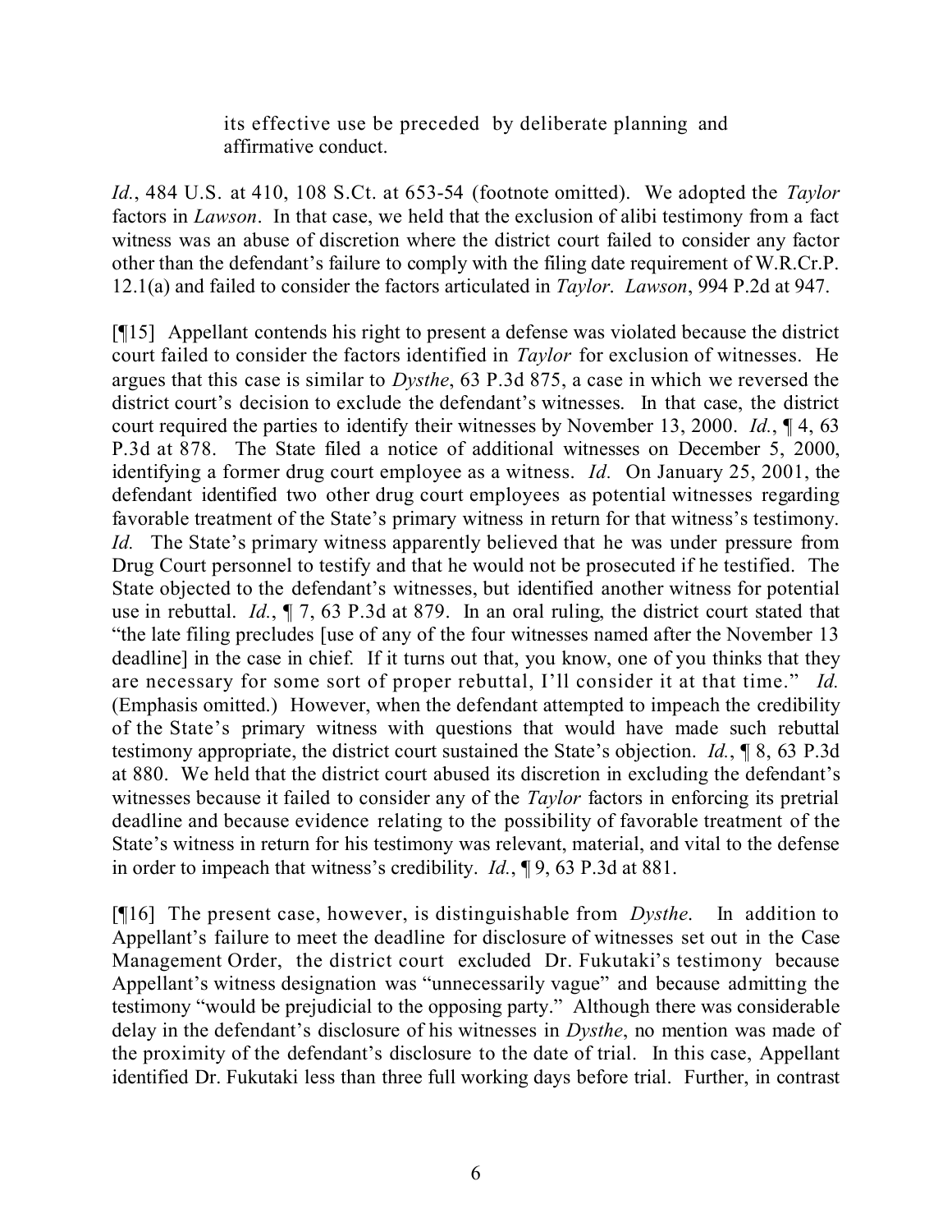> its effective use be preceded by deliberate planning and affirmative conduct.

*Id.*, 484 U.S. at 410, 108 S.Ct. at 653-54 (footnote omitted). We adopted the *Taylor* factors in *Lawson*. In that case, we held that the exclusion of alibi testimony from a fact witness was an abuse of discretion where the district court failed to consider any factor other than the defendant's failure to comply with the filing date requirement of W.R.Cr.P. 12.1(a) and failed to consider the factors articulated in *Taylor*. *Lawson*, 994 P.2d at 947.

[¶15] Appellant contends his right to present a defense was violated because the district court failed to consider the factors identified in *Taylor* for exclusion of witnesses. He argues that this case is similar to *Dysthe*, 63 P.3d 875, a case in which we reversed the district court's decision to exclude the defendant's witnesses. In that case, the district court required the parties to identify their witnesses by November 13, 2000. *Id.*, ¶ 4, 63 P.3d at 878. The State filed a notice of additional witnesses on December 5, 2000, identifying a former drug court employee as a witness. *Id.* On January 25, 2001, the defendant identified two other drug court employees as potential witnesses regarding favorable treatment of the State's primary witness in return for that witness's testimony. *Id.* The State's primary witness apparently believed that he was under pressure from Drug Court personnel to testify and that he would not be prosecuted if he testified. The State objected to the defendant's witnesses, but identified another witness for potential use in rebuttal. *Id.*, ¶ 7, 63 P.3d at 879. In an oral ruling, the district court stated that "the late filing precludes [use of any of the four witnesses named after the November 13 deadline] in the case in chief. If it turns out that, you know, one of you thinks that they are necessary for some sort of proper rebuttal, I'll consider it at that time." *Id.* (Emphasis omitted.) However, when the defendant attempted to impeach the credibility of the State's primary witness with questions that would have made such rebuttal testimony appropriate, the district court sustained the State's objection. *Id.*, ¶ 8, 63 P.3d at 880. We held that the district court abused its discretion in excluding the defendant's witnesses because it failed to consider any of the *Taylor* factors in enforcing its pretrial deadline and because evidence relating to the possibility of favorable treatment of the State's witness in return for his testimony was relevant, material, and vital to the defense in order to impeach that witness's credibility. *Id.*, ¶ 9, 63 P.3d at 881.

[¶16] The present case, however, is distinguishable from *Dysthe*. In addition to Appellant's failure to meet the deadline for disclosure of witnesses set out in the Case Management Order, the district court excluded Dr. Fukutaki's testimony because Appellant's witness designation was "unnecessarily vague" and because admitting the testimony "would be prejudicial to the opposing party." Although there was considerable delay in the defendant's disclosure of his witnesses in *Dysthe*, no mention was made of the proximity of the defendant's disclosure to the date of trial. In this case, Appellant identified Dr. Fukutaki less than three full working days before trial. Further, in contrast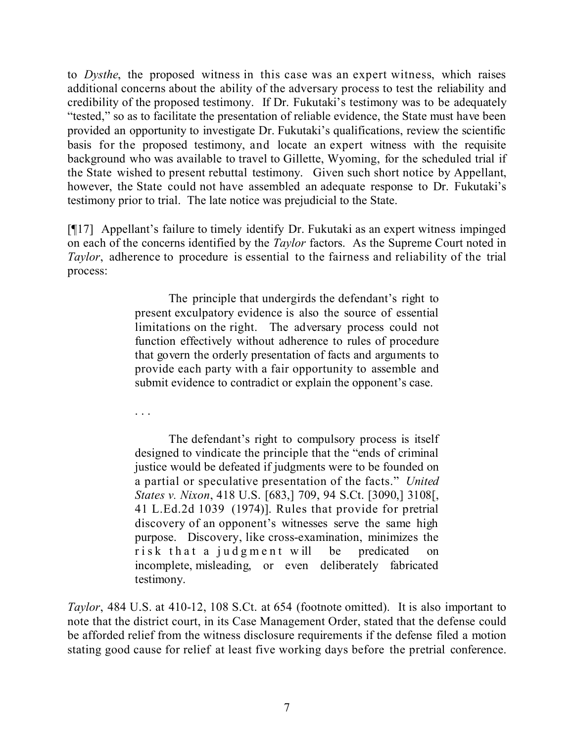to *Dysthe*, the proposed witness in this case was an expert witness, which raises additional concerns about the ability of the adversary process to test the reliability and credibility of the proposed testimony. If Dr. Fukutaki's testimony was to be adequately "tested," so as to facilitate the presentation of reliable evidence, the State must have been provided an opportunity to investigate Dr. Fukutaki's qualifications, review the scientific basis for the proposed testimony, and locate an expert witness with the requisite background who was available to travel to Gillette, Wyoming, for the scheduled trial if the State wished to present rebuttal testimony. Given such short notice by Appellant, however, the State could not have assembled an adequate response to Dr. Fukutaki's testimony prior to trial. The late notice was prejudicial to the State.

[¶17] Appellant's failure to timely identify Dr. Fukutaki as an expert witness impinged on each of the concerns identified by the *Taylor* factors. As the Supreme Court noted in *Taylor*, adherence to procedure is essential to the fairness and reliability of the trial process:

> The principle that undergirds the defendant's right to present exculpatory evidence is also the source of essential limitations on the right. The adversary process could not function effectively without adherence to rules of procedure that govern the orderly presentation of facts and arguments to provide each party with a fair opportunity to assemble and submit evidence to contradict or explain the opponent's case.
>
> . . .
>
> The defendant's right to compulsory process is itself designed to vindicate the principle that the "ends of criminal justice would be defeated if judgments were to be founded on a partial or speculative presentation of the facts." *United States v. Nixon*, 418 U.S. [683,] 709, 94 S.Ct. [3090,] 3108[, 41 L.Ed.2d 1039 (1974)]. Rules that provide for pretrial discovery of an opponent's witnesses serve the same high purpose. Discovery, like cross-examination, minimizes the risk that a judgment will be predicated on incomplete, misleading, or even deliberately fabricated testimony.

*Taylor*, 484 U.S. at 410-12, 108 S.Ct. at 654 (footnote omitted). It is also important to note that the district court, in its Case Management Order, stated that the defense could be afforded relief from the witness disclosure requirements if the defense filed a motion stating good cause for relief at least five working days before the pretrial conference.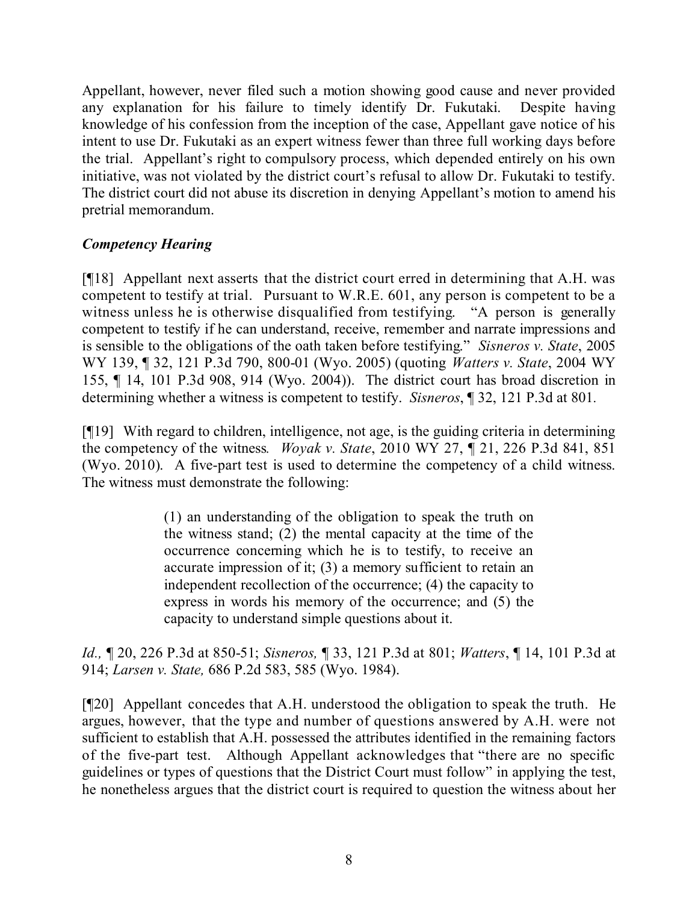Appellant, however, never filed such a motion showing good cause and never provided any explanation for his failure to timely identify Dr. Fukutaki. Despite having knowledge of his confession from the inception of the case, Appellant gave notice of his intent to use Dr. Fukutaki as an expert witness fewer than three full working days before the trial. Appellant's right to compulsory process, which depended entirely on his own initiative, was not violated by the district court's refusal to allow Dr. Fukutaki to testify. The district court did not abuse its discretion in denying Appellant's motion to amend his pretrial memorandum.

***Competency Hearing***

[¶18] Appellant next asserts that the district court erred in determining that A.H. was competent to testify at trial. Pursuant to W.R.E. 601, any person is competent to be a witness unless he is otherwise disqualified from testifying. "A person is generally competent to testify if he can understand, receive, remember and narrate impressions and is sensible to the obligations of the oath taken before testifying." *Sisneros v. State*, 2005 WY 139, ¶ 32, 121 P.3d 790, 800-01 (Wyo. 2005) (quoting *Watters v. State*, 2004 WY 155, ¶ 14, 101 P.3d 908, 914 (Wyo. 2004)). The district court has broad discretion in determining whether a witness is competent to testify. *Sisneros*, ¶ 32, 121 P.3d at 801.

[¶19] With regard to children, intelligence, not age, is the guiding criteria in determining the competency of the witness. *Woyak v. State*, 2010 WY 27, ¶ 21, 226 P.3d 841, 851 (Wyo. 2010). A five-part test is used to determine the competency of a child witness. The witness must demonstrate the following:

> (1) an understanding of the obligation to speak the truth on the witness stand; (2) the mental capacity at the time of the occurrence concerning which he is to testify, to receive an accurate impression of it; (3) a memory sufficient to retain an independent recollection of the occurrence; (4) the capacity to express in words his memory of the occurrence; and (5) the capacity to understand simple questions about it.

*Id.,* ¶ 20, 226 P.3d at 850-51; *Sisneros,* ¶ 33, 121 P.3d at 801; *Watters*, ¶ 14, 101 P.3d at 914; *Larsen v. State,* 686 P.2d 583, 585 (Wyo. 1984).

[¶20] Appellant concedes that A.H. understood the obligation to speak the truth. He argues, however, that the type and number of questions answered by A.H. were not sufficient to establish that A.H. possessed the attributes identified in the remaining factors of the five-part test. Although Appellant acknowledges that "there are no specific guidelines or types of questions that the District Court must follow" in applying the test, he nonetheless argues that the district court is required to question the witness about her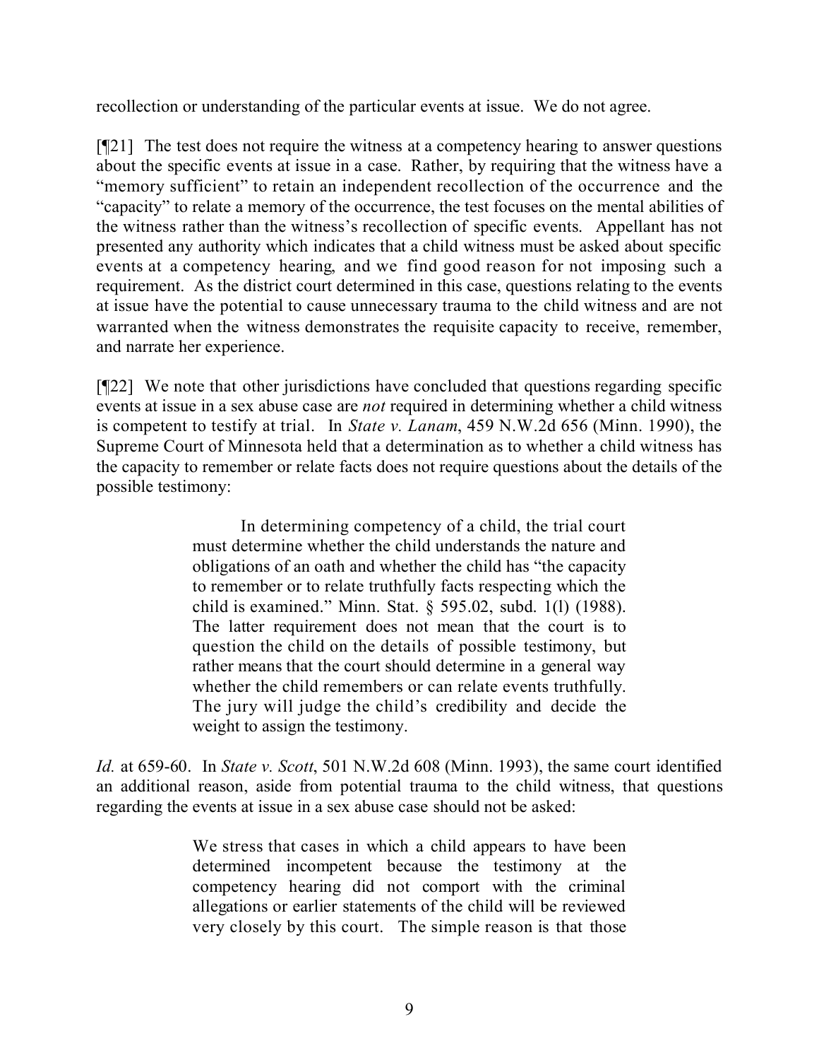recollection or understanding of the particular events at issue. We do not agree.

[¶21] The test does not require the witness at a competency hearing to answer questions about the specific events at issue in a case. Rather, by requiring that the witness have a "memory sufficient" to retain an independent recollection of the occurrence and the "capacity" to relate a memory of the occurrence, the test focuses on the mental abilities of the witness rather than the witness's recollection of specific events. Appellant has not presented any authority which indicates that a child witness must be asked about specific events at a competency hearing, and we find good reason for not imposing such a requirement. As the district court determined in this case, questions relating to the events at issue have the potential to cause unnecessary trauma to the child witness and are not warranted when the witness demonstrates the requisite capacity to receive, remember, and narrate her experience.

[¶22] We note that other jurisdictions have concluded that questions regarding specific events at issue in a sex abuse case are *not* required in determining whether a child witness is competent to testify at trial. In *State v. Lanam*, 459 N.W.2d 656 (Minn. 1990), the Supreme Court of Minnesota held that a determination as to whether a child witness has the capacity to remember or relate facts does not require questions about the details of the possible testimony:

> In determining competency of a child, the trial court must determine whether the child understands the nature and obligations of an oath and whether the child has "the capacity to remember or to relate truthfully facts respecting which the child is examined." Minn. Stat. § 595.02, subd. 1(l) (1988). The latter requirement does not mean that the court is to question the child on the details of possible testimony, but rather means that the court should determine in a general way whether the child remembers or can relate events truthfully. The jury will judge the child's credibility and decide the weight to assign the testimony.

*Id.* at 659-60. In *State v. Scott*, 501 N.W.2d 608 (Minn. 1993), the same court identified an additional reason, aside from potential trauma to the child witness, that questions regarding the events at issue in a sex abuse case should not be asked:

> We stress that cases in which a child appears to have been determined incompetent because the testimony at the competency hearing did not comport with the criminal allegations or earlier statements of the child will be reviewed very closely by this court. The simple reason is that those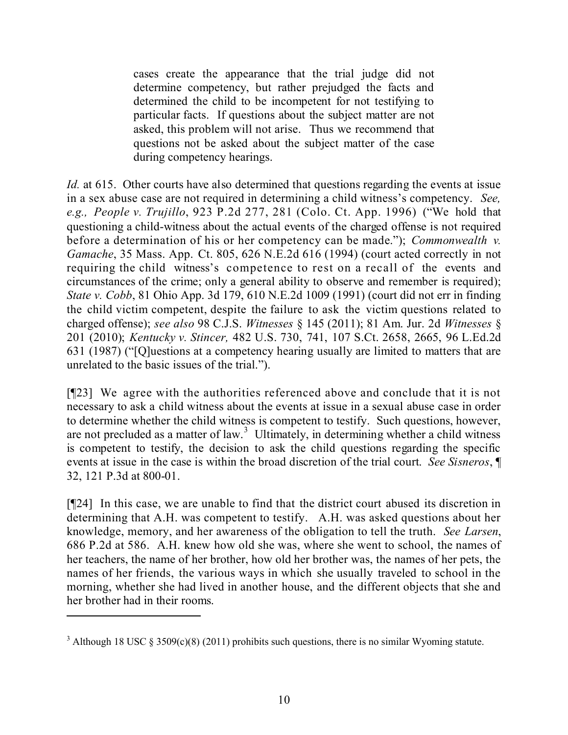> cases create the appearance that the trial judge did not determine competency, but rather prejudged the facts and determined the child to be incompetent for not testifying to particular facts. If questions about the subject matter are not asked, this problem will not arise. Thus we recommend that questions not be asked about the subject matter of the case during competency hearings.

*Id.* at 615. Other courts have also determined that questions regarding the events at issue in a sex abuse case are not required in determining a child witness's competency. *See, e.g., People v. Trujillo*, 923 P.2d 277, 281 (Colo. Ct. App. 1996) ("We hold that questioning a child-witness about the actual events of the charged offense is not required before a determination of his or her competency can be made."); *Commonwealth v. Gamache*, 35 Mass. App. Ct. 805, 626 N.E.2d 616 (1994) (court acted correctly in not requiring the child witness's competence to rest on a recall of the events and circumstances of the crime; only a general ability to observe and remember is required); *State v. Cobb*, 81 Ohio App. 3d 179, 610 N.E.2d 1009 (1991) (court did not err in finding the child victim competent, despite the failure to ask the victim questions related to charged offense); *see also* 98 C.J.S. *Witnesses* § 145 (2011); 81 Am. Jur. 2d *Witnesses* § 201 (2010); *Kentucky v. Stincer,* 482 U.S. 730, 741, 107 S.Ct. 2658, 2665, 96 L.Ed.2d 631 (1987) ("[Q]uestions at a competency hearing usually are limited to matters that are unrelated to the basic issues of the trial.").

[¶23] We agree with the authorities referenced above and conclude that it is not necessary to ask a child witness about the events at issue in a sexual abuse case in order to determine whether the child witness is competent to testify. Such questions, however, are not precluded as a matter of law.[3] Ultimately, in determining whether a child witness is competent to testify, the decision to ask the child questions regarding the specific events at issue in the case is within the broad discretion of the trial court. *See Sisneros*, ¶ 32, 121 P.3d at 800-01.

[¶24] In this case, we are unable to find that the district court abused its discretion in determining that A.H. was competent to testify. A.H. was asked questions about her knowledge, memory, and her awareness of the obligation to tell the truth. *See Larsen*, 686 P.2d at 586. A.H. knew how old she was, where she went to school, the names of her teachers, the name of her brother, how old her brother was, the names of her pets, the names of her friends, the various ways in which she usually traveled to school in the morning, whether she had lived in another house, and the different objects that she and her brother had in their rooms.

---

[3] Although 18 USC § 3509(c)(8) (2011) prohibits such questions, there is no similar Wyoming statute.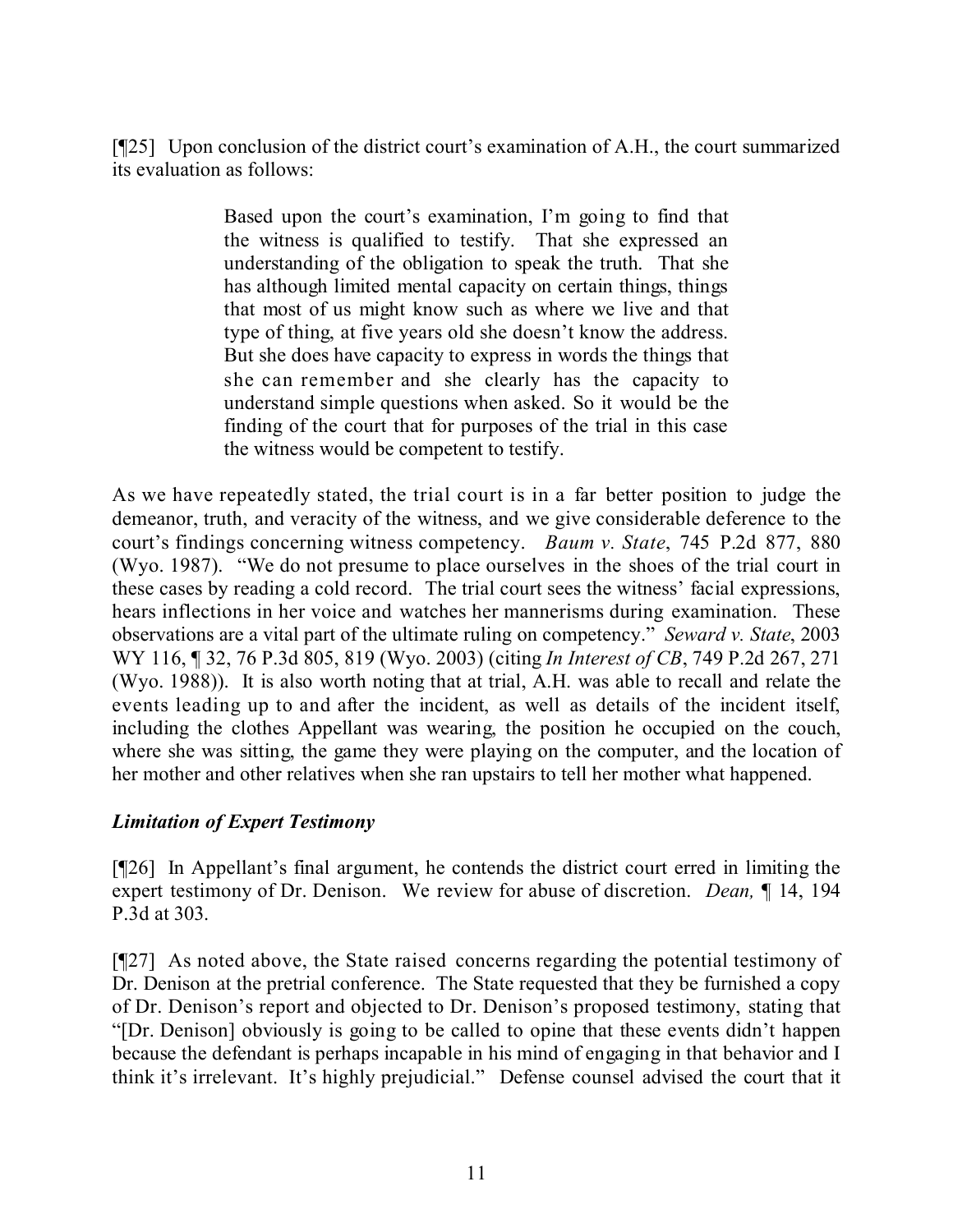[¶25] Upon conclusion of the district court's examination of A.H., the court summarized its evaluation as follows:

> Based upon the court's examination, I'm going to find that the witness is qualified to testify. That she expressed an understanding of the obligation to speak the truth. That she has although limited mental capacity on certain things, things that most of us might know such as where we live and that type of thing, at five years old she doesn't know the address. But she does have capacity to express in words the things that she can remember and she clearly has the capacity to understand simple questions when asked. So it would be the finding of the court that for purposes of the trial in this case the witness would be competent to testify.

As we have repeatedly stated, the trial court is in a far better position to judge the demeanor, truth, and veracity of the witness, and we give considerable deference to the court's findings concerning witness competency. *Baum v. State*, 745 P.2d 877, 880 (Wyo. 1987). "We do not presume to place ourselves in the shoes of the trial court in these cases by reading a cold record. The trial court sees the witness' facial expressions, hears inflections in her voice and watches her mannerisms during examination. These observations are a vital part of the ultimate ruling on competency." *Seward v. State*, 2003 WY 116, ¶ 32, 76 P.3d 805, 819 (Wyo. 2003) (citing *In Interest of CB*, 749 P.2d 267, 271 (Wyo. 1988)). It is also worth noting that at trial, A.H. was able to recall and relate the events leading up to and after the incident, as well as details of the incident itself, including the clothes Appellant was wearing, the position he occupied on the couch, where she was sitting, the game they were playing on the computer, and the location of her mother and other relatives when she ran upstairs to tell her mother what happened.

### *Limitation of Expert Testimony*

[¶26] In Appellant's final argument, he contends the district court erred in limiting the expert testimony of Dr. Denison. We review for abuse of discretion. *Dean,* ¶ 14, 194 P.3d at 303.

[¶27] As noted above, the State raised concerns regarding the potential testimony of Dr. Denison at the pretrial conference. The State requested that they be furnished a copy of Dr. Denison's report and objected to Dr. Denison's proposed testimony, stating that "[Dr. Denison] obviously is going to be called to opine that these events didn't happen because the defendant is perhaps incapable in his mind of engaging in that behavior and I think it's irrelevant. It's highly prejudicial." Defense counsel advised the court that it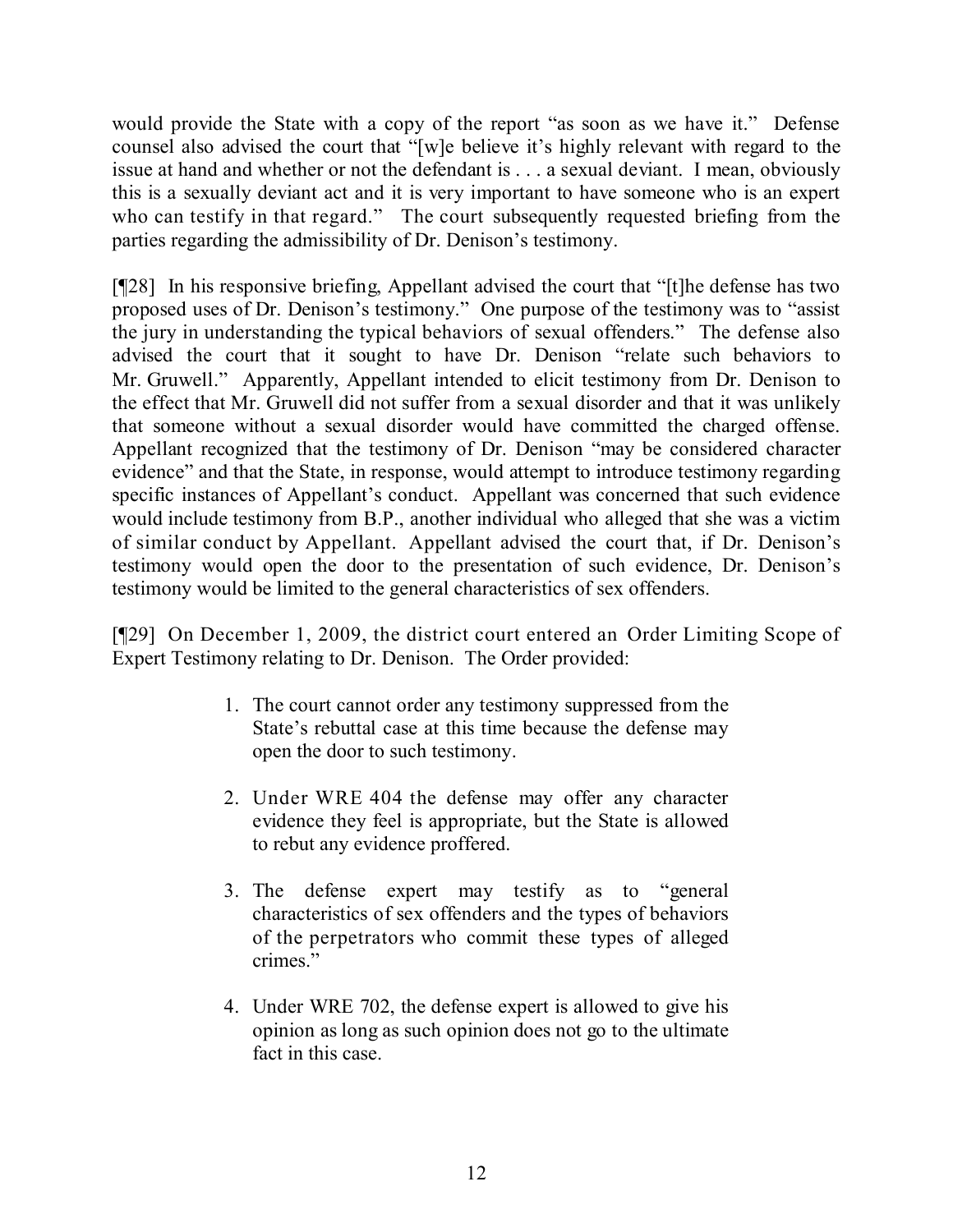would provide the State with a copy of the report "as soon as we have it." Defense counsel also advised the court that "[w]e believe it's highly relevant with regard to the issue at hand and whether or not the defendant is . . . a sexual deviant. I mean, obviously this is a sexually deviant act and it is very important to have someone who is an expert who can testify in that regard." The court subsequently requested briefing from the parties regarding the admissibility of Dr. Denison's testimony.

[¶28] In his responsive briefing, Appellant advised the court that "[t]he defense has two proposed uses of Dr. Denison's testimony." One purpose of the testimony was to "assist the jury in understanding the typical behaviors of sexual offenders." The defense also advised the court that it sought to have Dr. Denison "relate such behaviors to Mr. Gruwell." Apparently, Appellant intended to elicit testimony from Dr. Denison to the effect that Mr. Gruwell did not suffer from a sexual disorder and that it was unlikely that someone without a sexual disorder would have committed the charged offense. Appellant recognized that the testimony of Dr. Denison "may be considered character evidence" and that the State, in response, would attempt to introduce testimony regarding specific instances of Appellant's conduct. Appellant was concerned that such evidence would include testimony from B.P., another individual who alleged that she was a victim of similar conduct by Appellant. Appellant advised the court that, if Dr. Denison's testimony would open the door to the presentation of such evidence, Dr. Denison's testimony would be limited to the general characteristics of sex offenders.

[¶29] On December 1, 2009, the district court entered an Order Limiting Scope of Expert Testimony relating to Dr. Denison. The Order provided:

> 1. The court cannot order any testimony suppressed from the State's rebuttal case at this time because the defense may open the door to such testimony.
>
> 2. Under WRE 404 the defense may offer any character evidence they feel is appropriate, but the State is allowed to rebut any evidence proffered.
>
> 3. The defense expert may testify as to "general characteristics of sex offenders and the types of behaviors of the perpetrators who commit these types of alleged crimes."
>
> 4. Under WRE 702, the defense expert is allowed to give his opinion as long as such opinion does not go to the ultimate fact in this case.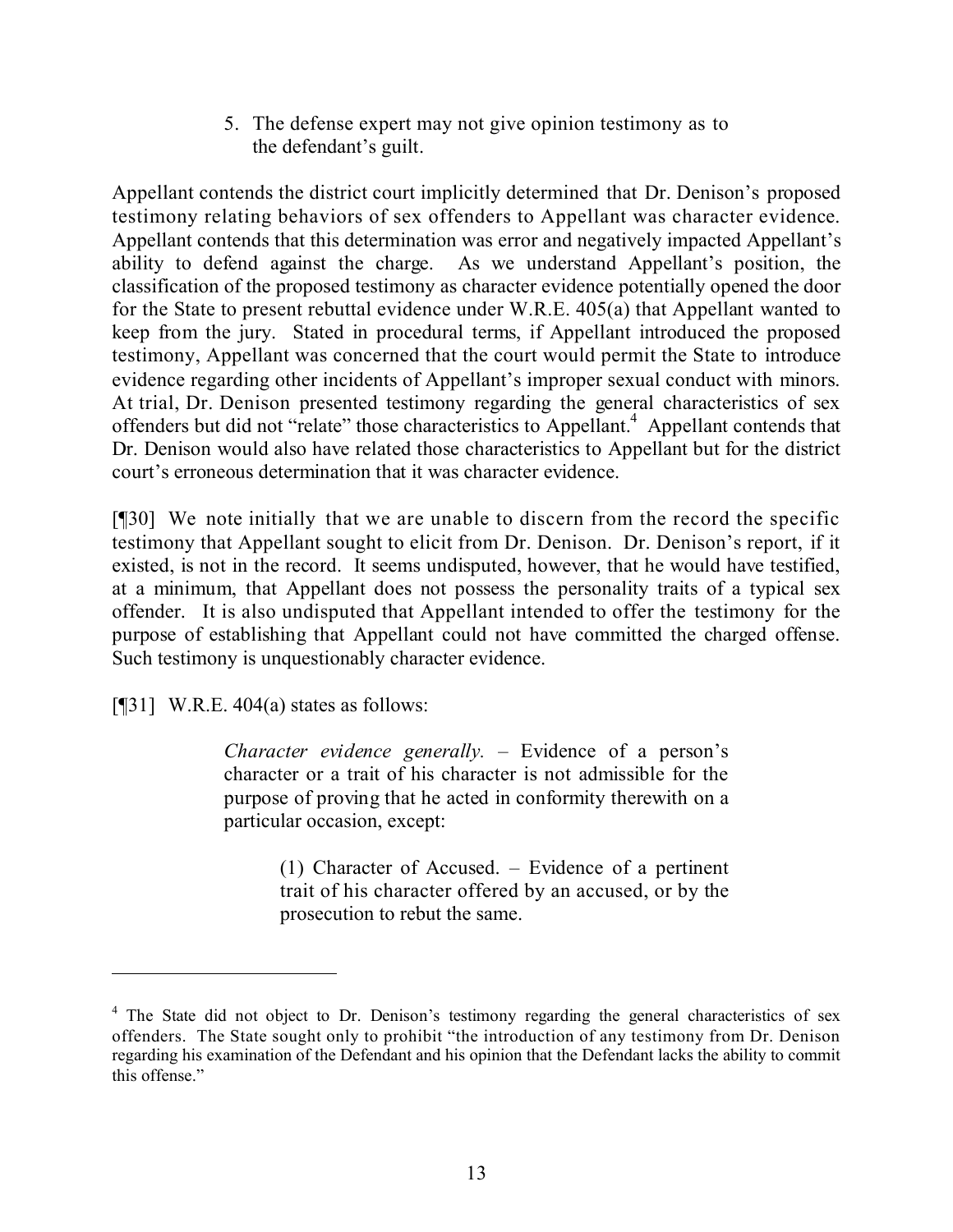> 5. The defense expert may not give opinion testimony as to the defendant's guilt.

Appellant contends the district court implicitly determined that Dr. Denison's proposed testimony relating behaviors of sex offenders to Appellant was character evidence. Appellant contends that this determination was error and negatively impacted Appellant's ability to defend against the charge. As we understand Appellant's position, the classification of the proposed testimony as character evidence potentially opened the door for the State to present rebuttal evidence under W.R.E. 405(a) that Appellant wanted to keep from the jury. Stated in procedural terms, if Appellant introduced the proposed testimony, Appellant was concerned that the court would permit the State to introduce evidence regarding other incidents of Appellant's improper sexual conduct with minors. At trial, Dr. Denison presented testimony regarding the general characteristics of sex offenders but did not "relate" those characteristics to Appellant.[4] Appellant contends that Dr. Denison would also have related those characteristics to Appellant but for the district court's erroneous determination that it was character evidence.

[¶30] We note initially that we are unable to discern from the record the specific testimony that Appellant sought to elicit from Dr. Denison. Dr. Denison's report, if it existed, is not in the record. It seems undisputed, however, that he would have testified, at a minimum, that Appellant does not possess the personality traits of a typical sex offender. It is also undisputed that Appellant intended to offer the testimony for the purpose of establishing that Appellant could not have committed the charged offense. Such testimony is unquestionably character evidence.

[¶31] W.R.E. 404(a) states as follows:

> *Character evidence generally.* – Evidence of a person's character or a trait of his character is not admissible for the purpose of proving that he acted in conformity therewith on a particular occasion, except:
>
> > (1) Character of Accused. – Evidence of a pertinent trait of his character offered by an accused, or by the prosecution to rebut the same.

---

[4] The State did not object to Dr. Denison's testimony regarding the general characteristics of sex offenders. The State sought only to prohibit "the introduction of any testimony from Dr. Denison regarding his examination of the Defendant and his opinion that the Defendant lacks the ability to commit this offense."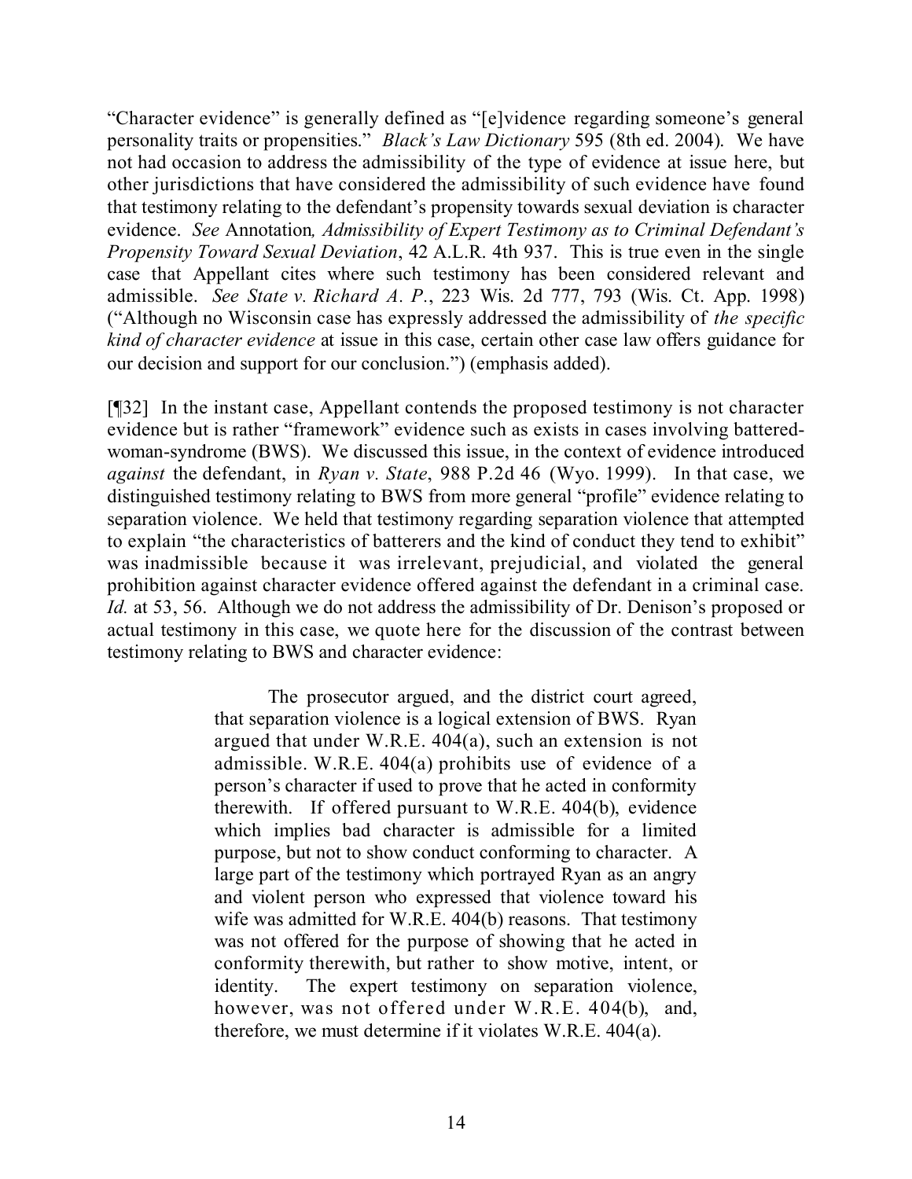"Character evidence" is generally defined as "[e]vidence regarding someone's general personality traits or propensities." *Black's Law Dictionary* 595 (8th ed. 2004). We have not had occasion to address the admissibility of the type of evidence at issue here, but other jurisdictions that have considered the admissibility of such evidence have found that testimony relating to the defendant's propensity towards sexual deviation is character evidence. *See* Annotation*, Admissibility of Expert Testimony as to Criminal Defendant's Propensity Toward Sexual Deviation*, 42 A.L.R. 4th 937. This is true even in the single case that Appellant cites where such testimony has been considered relevant and admissible. *See State v. Richard A. P.*, 223 Wis. 2d 777, 793 (Wis. Ct. App. 1998) ("Although no Wisconsin case has expressly addressed the admissibility of *the specific kind of character evidence* at issue in this case, certain other case law offers guidance for our decision and support for our conclusion.") (emphasis added).

[¶32] In the instant case, Appellant contends the proposed testimony is not character evidence but is rather "framework" evidence such as exists in cases involving battered-woman-syndrome (BWS). We discussed this issue, in the context of evidence introduced *against* the defendant, in *Ryan v. State*, 988 P.2d 46 (Wyo. 1999). In that case, we distinguished testimony relating to BWS from more general "profile" evidence relating to separation violence. We held that testimony regarding separation violence that attempted to explain "the characteristics of batterers and the kind of conduct they tend to exhibit" was inadmissible because it was irrelevant, prejudicial, and violated the general prohibition against character evidence offered against the defendant in a criminal case. *Id.* at 53, 56. Although we do not address the admissibility of Dr. Denison's proposed or actual testimony in this case, we quote here for the discussion of the contrast between testimony relating to BWS and character evidence:

> The prosecutor argued, and the district court agreed, that separation violence is a logical extension of BWS. Ryan argued that under W.R.E. 404(a), such an extension is not admissible. W.R.E. 404(a) prohibits use of evidence of a person's character if used to prove that he acted in conformity therewith. If offered pursuant to W.R.E. 404(b), evidence which implies bad character is admissible for a limited purpose, but not to show conduct conforming to character. A large part of the testimony which portrayed Ryan as an angry and violent person who expressed that violence toward his wife was admitted for W.R.E. 404(b) reasons. That testimony was not offered for the purpose of showing that he acted in conformity therewith, but rather to show motive, intent, or identity. The expert testimony on separation violence, however, was not offered under W.R.E. 404(b), and, therefore, we must determine if it violates W.R.E. 404(a).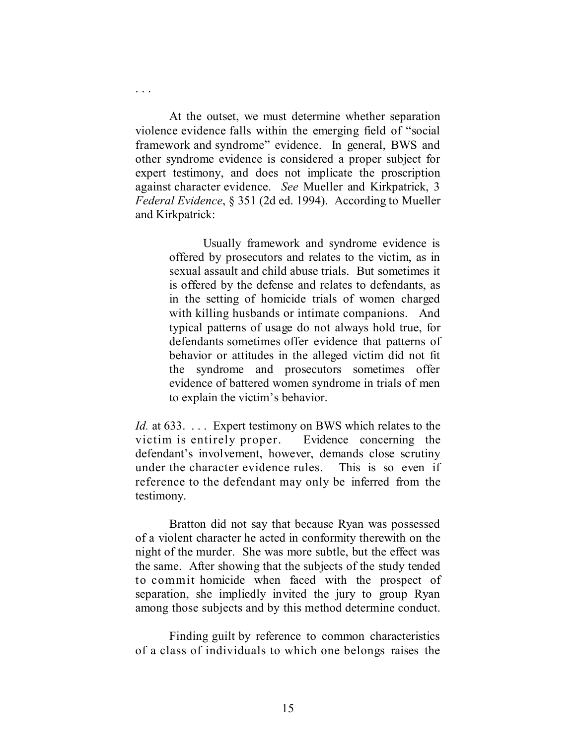. . .

At the outset, we must determine whether separation violence evidence falls within the emerging field of "social framework and syndrome" evidence. In general, BWS and other syndrome evidence is considered a proper subject for expert testimony, and does not implicate the proscription against character evidence. *See* Mueller and Kirkpatrick, 3 *Federal Evidence*, § 351 (2d ed. 1994). According to Mueller and Kirkpatrick:

> Usually framework and syndrome evidence is offered by prosecutors and relates to the victim, as in sexual assault and child abuse trials. But sometimes it is offered by the defense and relates to defendants, as in the setting of homicide trials of women charged with killing husbands or intimate companions. And typical patterns of usage do not always hold true, for defendants sometimes offer evidence that patterns of behavior or attitudes in the alleged victim did not fit the syndrome and prosecutors sometimes offer evidence of battered women syndrome in trials of men to explain the victim's behavior.

*Id.* at 633. . . . Expert testimony on BWS which relates to the victim is entirely proper. Evidence concerning the defendant's involvement, however, demands close scrutiny under the character evidence rules. This is so even if reference to the defendant may only be inferred from the testimony.

Bratton did not say that because Ryan was possessed of a violent character he acted in conformity therewith on the night of the murder. She was more subtle, but the effect was the same. After showing that the subjects of the study tended to commit homicide when faced with the prospect of separation, she impliedly invited the jury to group Ryan among those subjects and by this method determine conduct.

Finding guilt by reference to common characteristics of a class of individuals to which one belongs raises the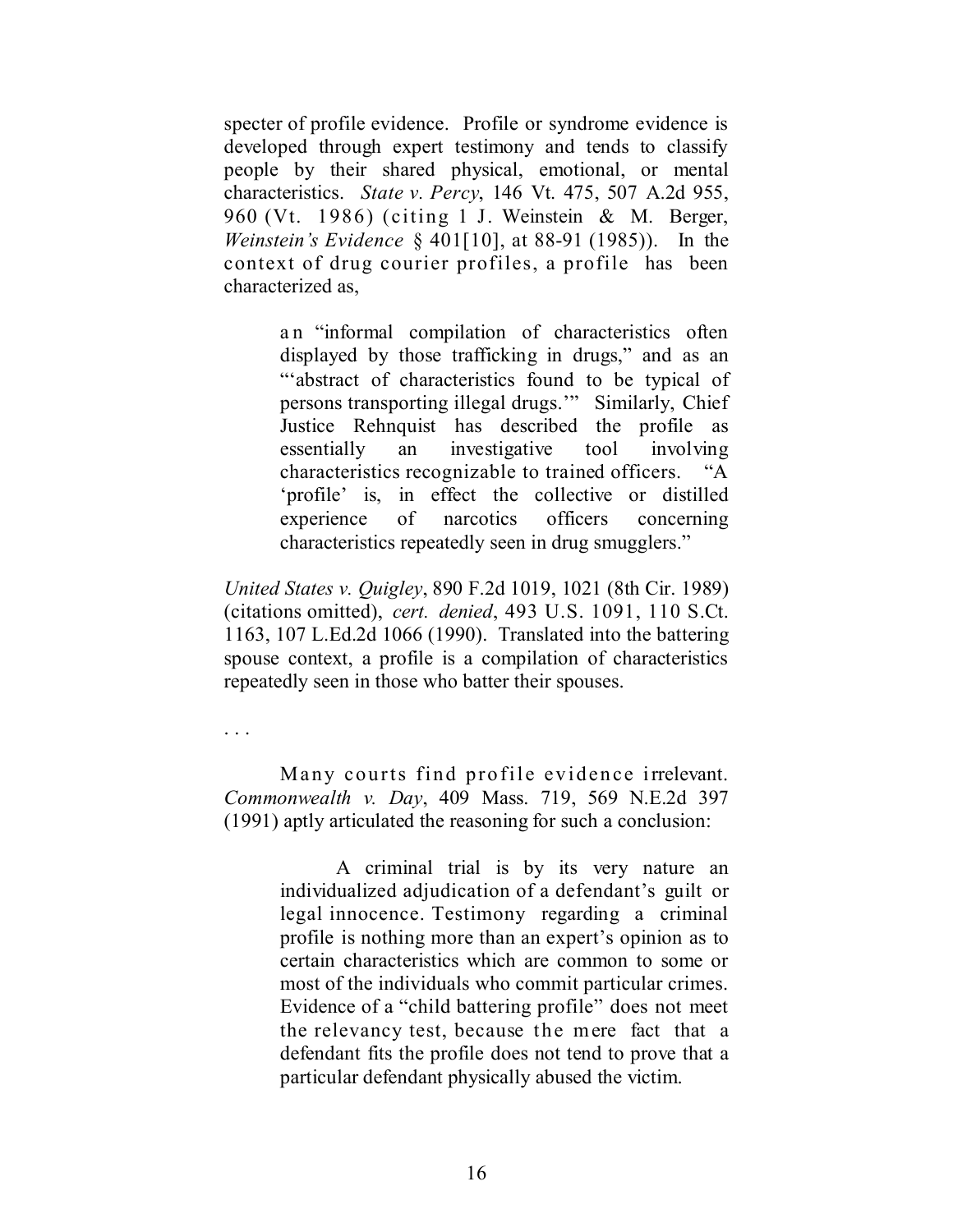specter of profile evidence. Profile or syndrome evidence is developed through expert testimony and tends to classify people by their shared physical, emotional, or mental characteristics. *State v. Percy*, 146 Vt. 475, 507 A.2d 955, 960 (Vt. 1986) (citing 1 J. Weinstein & M. Berger, *Weinstein's Evidence* § 401[10], at 88-91 (1985)). In the context of drug courier profiles, a profile has been characterized as,

> an "informal compilation of characteristics often displayed by those trafficking in drugs," and as an "'abstract of characteristics found to be typical of persons transporting illegal drugs.'" Similarly, Chief Justice Rehnquist has described the profile as essentially an investigative tool involving characteristics recognizable to trained officers. "A 'profile' is, in effect the collective or distilled experience of narcotics officers concerning characteristics repeatedly seen in drug smugglers."

*United States v. Quigley*, 890 F.2d 1019, 1021 (8th Cir. 1989) (citations omitted), *cert. denied*, 493 U.S. 1091, 110 S.Ct. 1163, 107 L.Ed.2d 1066 (1990). Translated into the battering spouse context, a profile is a compilation of characteristics repeatedly seen in those who batter their spouses.

. . .

Many courts find profile evidence irrelevant. *Commonwealth v. Day*, 409 Mass. 719, 569 N.E.2d 397 (1991) aptly articulated the reasoning for such a conclusion:

> A criminal trial is by its very nature an individualized adjudication of a defendant's guilt or legal innocence. Testimony regarding a criminal profile is nothing more than an expert's opinion as to certain characteristics which are common to some or most of the individuals who commit particular crimes. Evidence of a "child battering profile" does not meet the relevancy test, because the mere fact that a defendant fits the profile does not tend to prove that a particular defendant physically abused the victim.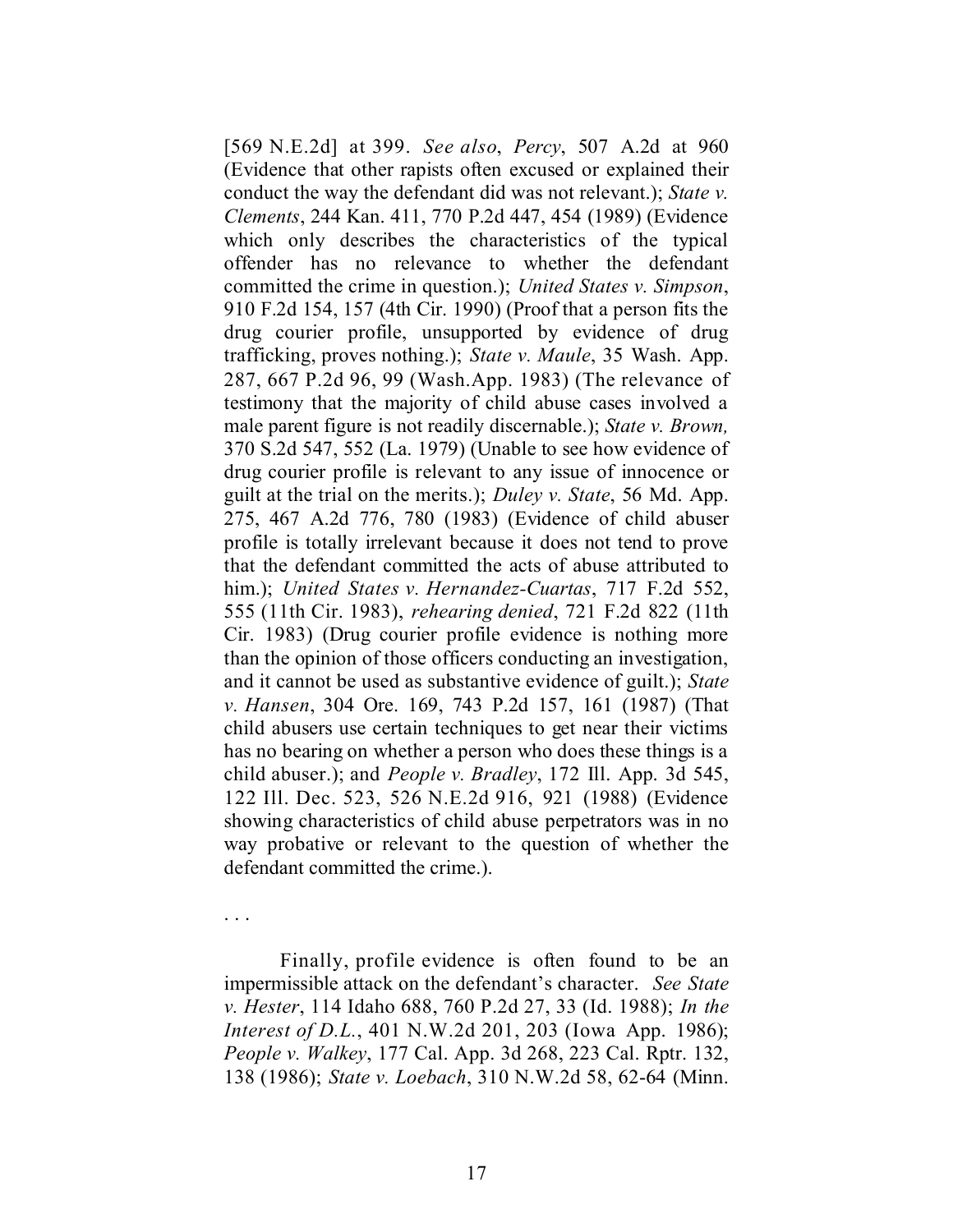[569 N.E.2d] at 399. *See also*, *Percy*, 507 A.2d at 960 (Evidence that other rapists often excused or explained their conduct the way the defendant did was not relevant.); *State v. Clements*, 244 Kan. 411, 770 P.2d 447, 454 (1989) (Evidence which only describes the characteristics of the typical offender has no relevance to whether the defendant committed the crime in question.); *United States v. Simpson*, 910 F.2d 154, 157 (4th Cir. 1990) (Proof that a person fits the drug courier profile, unsupported by evidence of drug trafficking, proves nothing.); *State v. Maule*, 35 Wash. App. 287, 667 P.2d 96, 99 (Wash.App. 1983) (The relevance of testimony that the majority of child abuse cases involved a male parent figure is not readily discernable.); *State v. Brown,* 370 S.2d 547, 552 (La. 1979) (Unable to see how evidence of drug courier profile is relevant to any issue of innocence or guilt at the trial on the merits.); *Duley v. State*, 56 Md. App. 275, 467 A.2d 776, 780 (1983) (Evidence of child abuser profile is totally irrelevant because it does not tend to prove that the defendant committed the acts of abuse attributed to him.); *United States v. Hernandez-Cuartas*, 717 F.2d 552, 555 (11th Cir. 1983), *rehearing denied*, 721 F.2d 822 (11th Cir. 1983) (Drug courier profile evidence is nothing more than the opinion of those officers conducting an investigation, and it cannot be used as substantive evidence of guilt.); *State v. Hansen*, 304 Ore. 169, 743 P.2d 157, 161 (1987) (That child abusers use certain techniques to get near their victims has no bearing on whether a person who does these things is a child abuser.); and *People v. Bradley*, 172 Ill. App. 3d 545, 122 Ill. Dec. 523, 526 N.E.2d 916, 921 (1988) (Evidence showing characteristics of child abuse perpetrators was in no way probative or relevant to the question of whether the defendant committed the crime.).

. . .

Finally, profile evidence is often found to be an impermissible attack on the defendant's character. *See State v. Hester*, 114 Idaho 688, 760 P.2d 27, 33 (Id. 1988); *In the Interest of D.L.*, 401 N.W.2d 201, 203 (Iowa App. 1986); *People v. Walkey*, 177 Cal. App. 3d 268, 223 Cal. Rptr. 132, 138 (1986); *State v. Loebach*, 310 N.W.2d 58, 62-64 (Minn.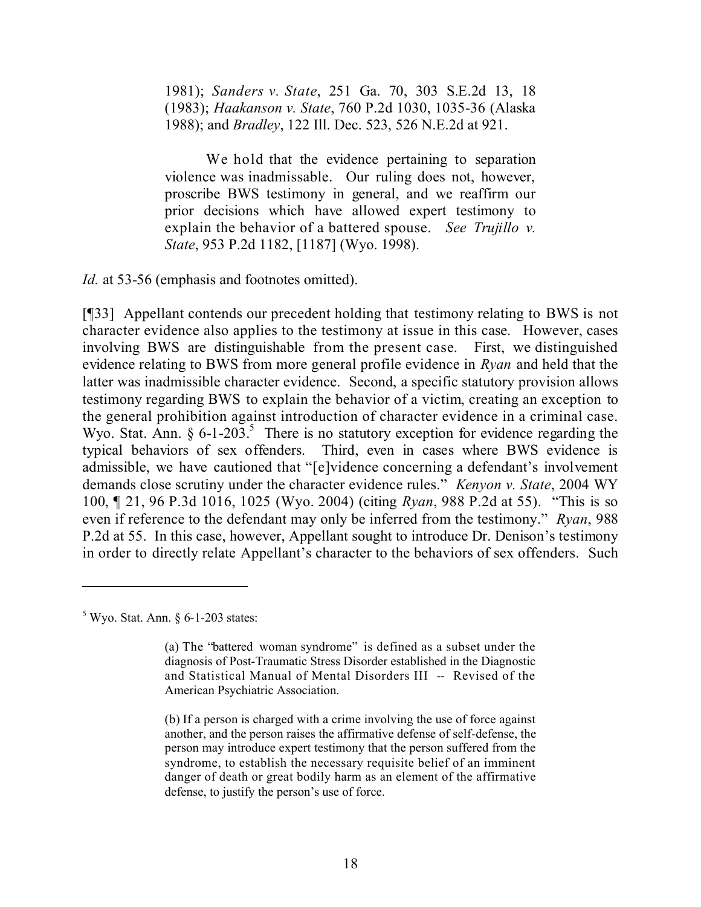> 1981); *Sanders v. State*, 251 Ga. 70, 303 S.E.2d 13, 18 (1983); *Haakanson v. State*, 760 P.2d 1030, 1035-36 (Alaska 1988); and *Bradley*, 122 Ill. Dec. 523, 526 N.E.2d at 921.
>
> We hold that the evidence pertaining to separation violence was inadmissable. Our ruling does not, however, proscribe BWS testimony in general, and we reaffirm our prior decisions which have allowed expert testimony to explain the behavior of a battered spouse. *See Trujillo v. State*, 953 P.2d 1182, [1187] (Wyo. 1998).

*Id.* at 53-56 (emphasis and footnotes omitted).

[¶33] Appellant contends our precedent holding that testimony relating to BWS is not character evidence also applies to the testimony at issue in this case. However, cases involving BWS are distinguishable from the present case. First, we distinguished evidence relating to BWS from more general profile evidence in *Ryan* and held that the latter was inadmissible character evidence. Second, a specific statutory provision allows testimony regarding BWS to explain the behavior of a victim, creating an exception to the general prohibition against introduction of character evidence in a criminal case. Wyo. Stat. Ann. § 6-1-203.[5] There is no statutory exception for evidence regarding the typical behaviors of sex offenders. Third, even in cases where BWS evidence is admissible, we have cautioned that "[e]vidence concerning a defendant's involvement demands close scrutiny under the character evidence rules." *Kenyon v. State*, 2004 WY 100, ¶ 21, 96 P.3d 1016, 1025 (Wyo. 2004) (citing *Ryan*, 988 P.2d at 55). "This is so even if reference to the defendant may only be inferred from the testimony." *Ryan*, 988 P.2d at 55. In this case, however, Appellant sought to introduce Dr. Denison's testimony in order to directly relate Appellant's character to the behaviors of sex offenders. Such

---

[5] Wyo. Stat. Ann. § 6-1-203 states:

> (a) The "battered woman syndrome" is defined as a subset under the diagnosis of Post-Traumatic Stress Disorder established in the Diagnostic and Statistical Manual of Mental Disorders III -- Revised of the American Psychiatric Association.
>
> (b) If a person is charged with a crime involving the use of force against another, and the person raises the affirmative defense of self-defense, the person may introduce expert testimony that the person suffered from the syndrome, to establish the necessary requisite belief of an imminent danger of death or great bodily harm as an element of the affirmative defense, to justify the person's use of force.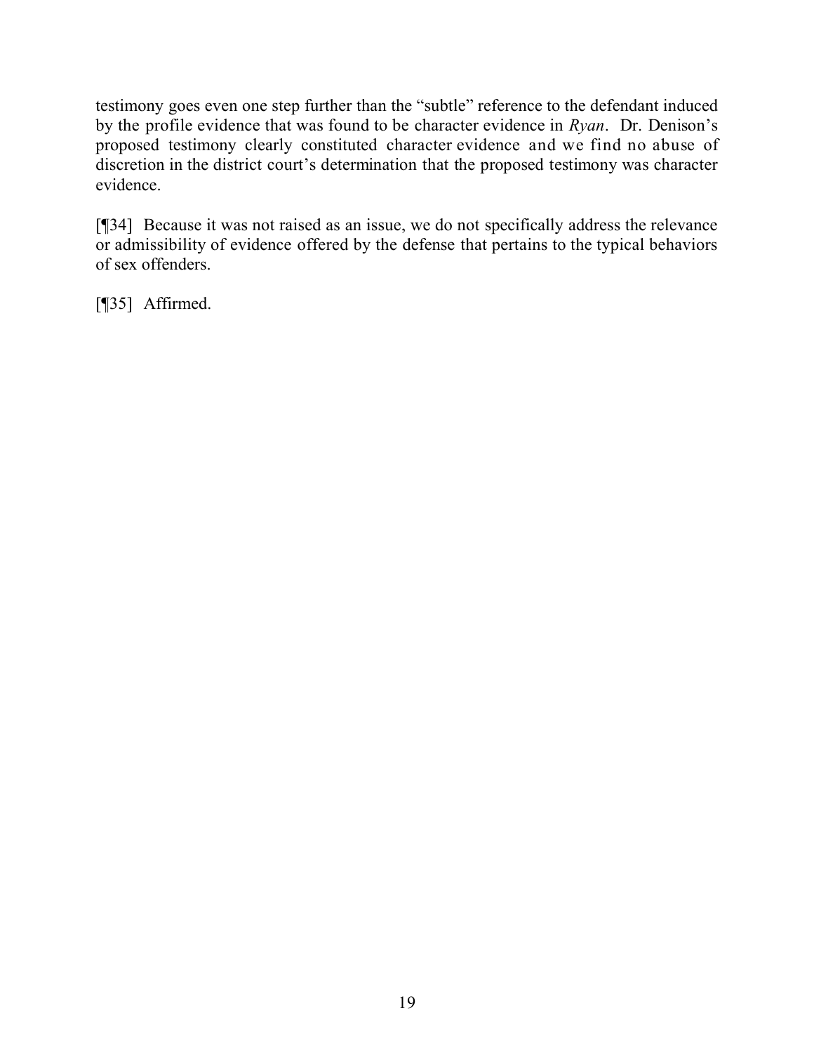testimony goes even one step further than the "subtle" reference to the defendant induced by the profile evidence that was found to be character evidence in *Ryan*. Dr. Denison's proposed testimony clearly constituted character evidence and we find no abuse of discretion in the district court's determination that the proposed testimony was character evidence.

[¶34] Because it was not raised as an issue, we do not specifically address the relevance or admissibility of evidence offered by the defense that pertains to the typical behaviors of sex offenders.

[¶35] Affirmed.